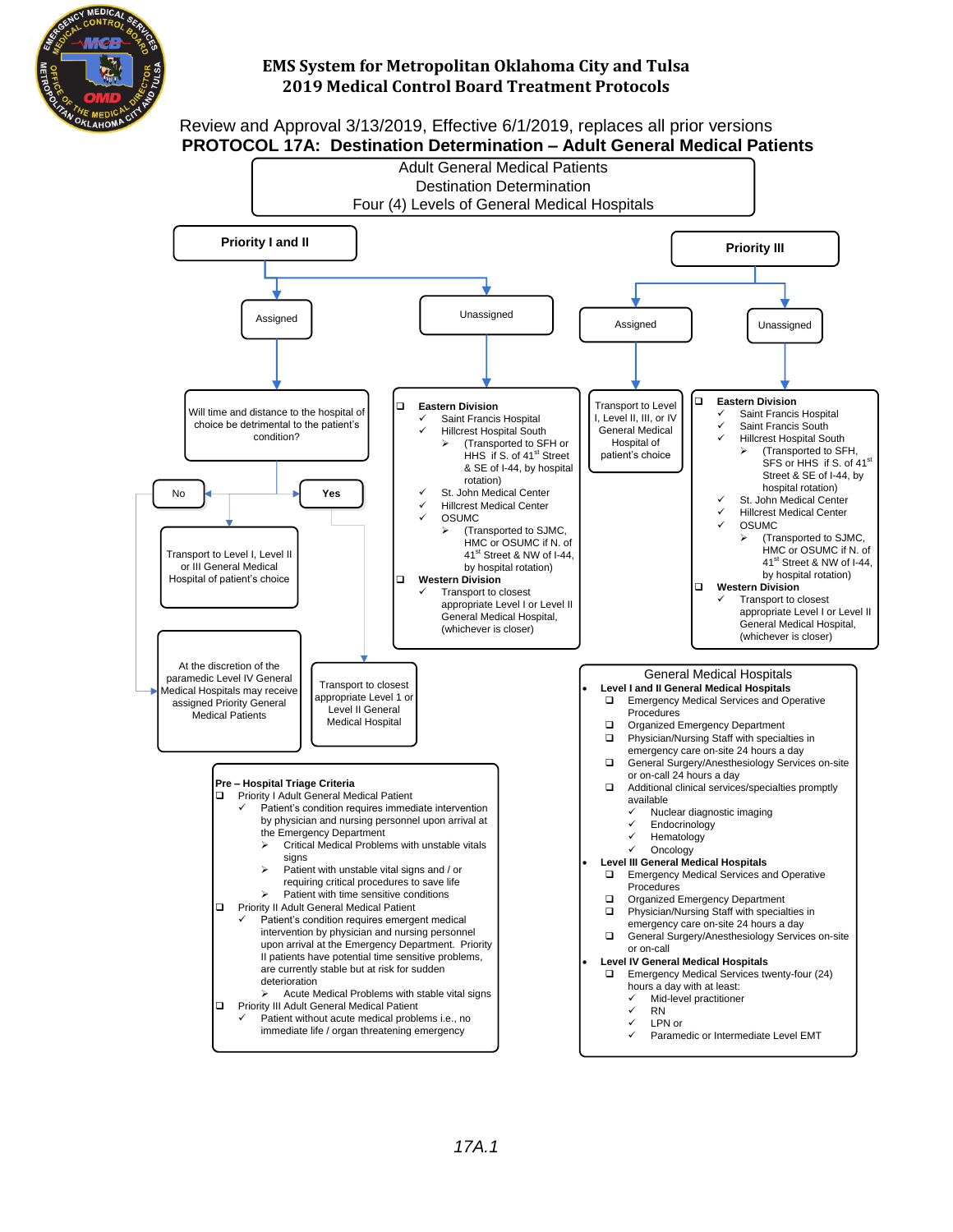# EMS System for Metropolitan Oklahoma City and Tulsa
## 2019 Medical Control Board Treatment Protocols

Review and Approval 3/13/2019, Effective 6/1/2019, replaces all prior versions

## PROTOCOL 17A: Destination Determination – Adult General Medical Patients

**Adult General Medical Patients**
**Destination Determination**
**Four (4) Levels of General Medical Hospitals**

### Priority I and II

**Assigned**

Will time and distance to the hospital of choice be detrimental to the patient's condition?

- **No** → Transport to Level I, Level II or III General Medical Hospital of patient's choice
- **Yes** → Transport to closest appropriate Level 1 or Level II General Medical Hospital

At the discretion of the paramedic Level IV General Medical Hospitals may receive assigned Priority General Medical Patients

**Unassigned**

- **Eastern Division**
  - ✓ Saint Francis Hospital
  - ✓ Hillcrest Hospital South
    - ➢ (Transported to SFH or HHS if S. of 41st Street & SE of I-44, by hospital rotation)
  - ✓ St. John Medical Center
  - ✓ Hillcrest Medical Center
  - ✓ OSUMC
    - ➢ (Transported to SJMC, HMC or OSUMC if N. of 41st Street & NW of I-44, by hospital rotation)
- **Western Division**
  - ✓ Transport to closest appropriate Level I or Level II General Medical Hospital, (whichever is closer)

### Priority III

**Assigned**

Transport to Level I, Level II, III, or IV General Medical Hospital of patient's choice

**Unassigned**

- **Eastern Division**
  - ✓ Saint Francis Hospital
  - ✓ Saint Francis South
  - ✓ Hillcrest Hospital South
    - ➢ (Transported to SFH, SFS or HHS if S. of 41st Street & SE of I-44, by hospital rotation)
  - ✓ St. John Medical Center
  - ✓ Hillcrest Medical Center
  - ✓ OSUMC
    - ➢ (Transported to SJMC, HMC or OSUMC if N. of 41st Street & NW of I-44, by hospital rotation)
- **Western Division**
  - ✓ Transport to closest appropriate Level I or Level II General Medical Hospital, (whichever is closer)

### Pre – Hospital Triage Criteria

- Priority I Adult General Medical Patient
  - ✓ Patient's condition requires immediate intervention by physician and nursing personnel upon arrival at the Emergency Department
    - ➢ Critical Medical Problems with unstable vitals signs
    - ➢ Patient with unstable vital signs and / or requiring critical procedures to save life
    - ➢ Patient with time sensitive conditions
- Priority II Adult General Medical Patient
  - ✓ Patient's condition requires emergent medical intervention by physician and nursing personnel upon arrival at the Emergency Department. Priority II patients have potential time sensitive problems, are currently stable but at risk for sudden deterioration
    - ➢ Acute Medical Problems with stable vital signs
- Priority III Adult General Medical Patient
  - ✓ Patient without acute medical problems i.e., no immediate life / organ threatening emergency

### General Medical Hospitals

- **Level I and II General Medical Hospitals**
  - Emergency Medical Services and Operative Procedures
  - Organized Emergency Department
  - Physician/Nursing Staff with specialties in emergency care on-site 24 hours a day
  - General Surgery/Anesthesiology Services on-site or on-call 24 hours a day
  - Additional clinical services/specialties promptly available
    - ✓ Nuclear diagnostic imaging
    - ✓ Endocrinology
    - ✓ Hematology
    - ✓ Oncology
- **Level III General Medical Hospitals**
  - Emergency Medical Services and Operative Procedures
  - Organized Emergency Department
  - Physician/Nursing Staff with specialties in emergency care on-site 24 hours a day
  - General Surgery/Anesthesiology Services on-site or on-call
- **Level IV General Medical Hospitals**
  - Emergency Medical Services twenty-four (24) hours a day with at least:
    - ✓ Mid-level practitioner
    - ✓ RN
    - ✓ LPN or
    - ✓ Paramedic or Intermediate Level EMT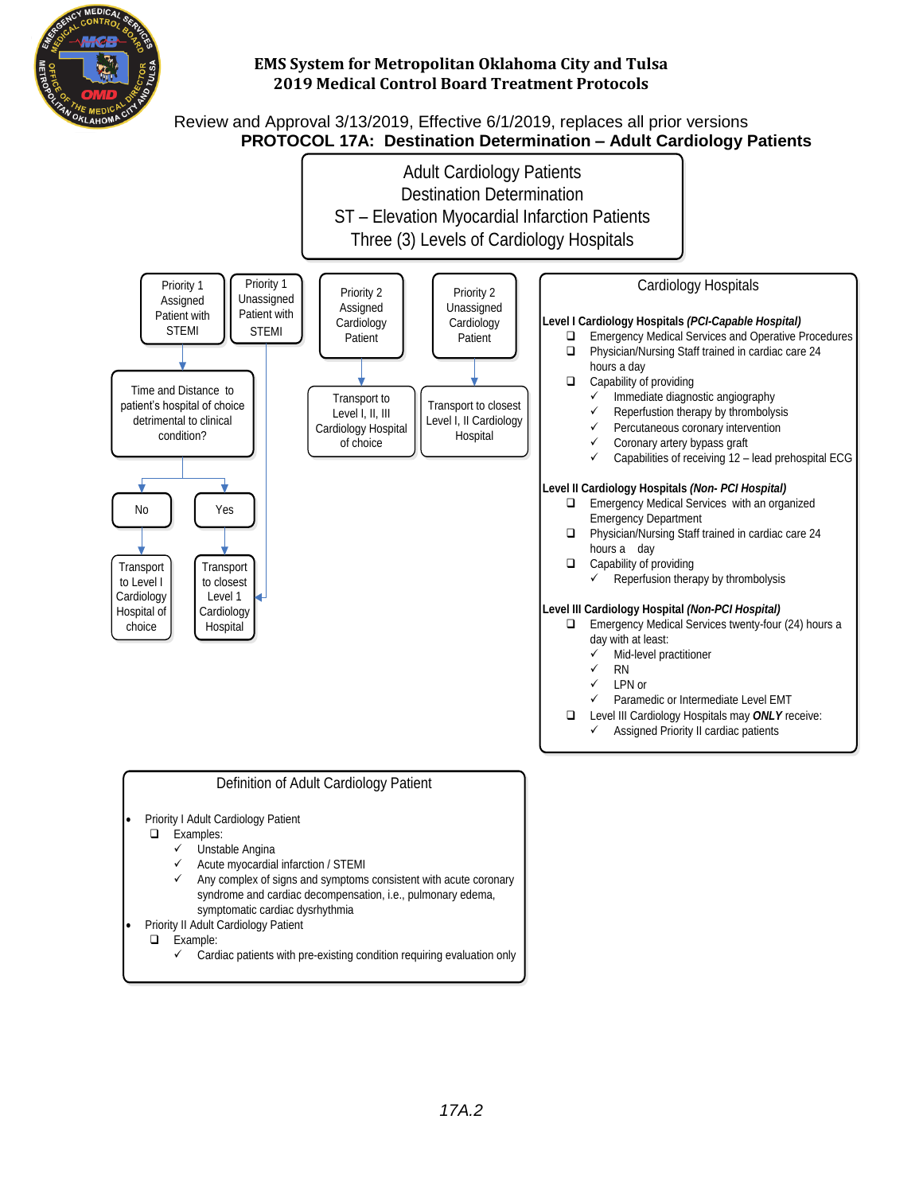# EMS System for Metropolitan Oklahoma City and Tulsa
## 2019 Medical Control Board Treatment Protocols

Review and Approval 3/13/2019, Effective 6/1/2019, replaces all prior versions

## PROTOCOL 17A: Destination Determination – Adult Cardiology Patients

**Adult Cardiology Patients**
**Destination Determination**
**ST – Elevation Myocardial Infarction Patients**
**Three (3) Levels of Cardiology Hospitals**

- Priority 1 Assigned Patient with STEMI
  - Time and Distance to patient's hospital of choice detrimental to clinical condition?
    - No → Transport to Level I Cardiology Hospital of choice
    - Yes → Transport to closest Level 1 Cardiology Hospital
- Priority 1 Unassigned Patient with STEMI → Transport to closest Level 1 Cardiology Hospital
- Priority 2 Assigned Cardiology Patient → Transport to Level I, II, III Cardiology Hospital of choice
- Priority 2 Unassigned Cardiology Patient → Transport to closest Level I, II Cardiology Hospital

### Cardiology Hospitals

**Level I Cardiology Hospitals *(PCI-Capable Hospital)***

- ❑ Emergency Medical Services and Operative Procedures
- ❑ Physician/Nursing Staff trained in cardiac care 24 hours a day
- ❑ Capability of providing
  - ✓ Immediate diagnostic angiography
  - ✓ Reperfustion therapy by thrombolysis
  - ✓ Percutaneous coronary intervention
  - ✓ Coronary artery bypass graft
  - ✓ Capabilities of receiving 12 – lead prehospital ECG

**Level II Cardiology Hospitals *(Non- PCI Hospital)***

- ❑ Emergency Medical Services with an organized Emergency Department
- ❑ Physician/Nursing Staff trained in cardiac care 24 hours a day
- ❑ Capability of providing
  - ✓ Reperfustion therapy by thrombolysis

**Level III Cardiology Hospital *(Non-PCI Hospital)***

- ❑ Emergency Medical Services twenty-four (24) hours a day with at least:
  - ✓ Mid-level practitioner
  - ✓ RN
  - ✓ LPN or
  - ✓ Paramedic or Intermediate Level EMT
- ❑ Level III Cardiology Hospitals may ***ONLY*** receive:
  - ✓ Assigned Priority II cardiac patients

### Definition of Adult Cardiology Patient

- Priority I Adult Cardiology Patient
  - ❑ Examples:
    - ✓ Unstable Angina
    - ✓ Acute myocardial infarction / STEMI
    - ✓ Any complex of signs and symptoms consistent with acute coronary syndrome and cardiac decompensation, i.e., pulmonary edema, symptomatic cardiac dysrhythmia
- Priority II Adult Cardiology Patient
  - ❑ Example:
    - ✓ Cardiac patients with pre-existing condition requiring evaluation only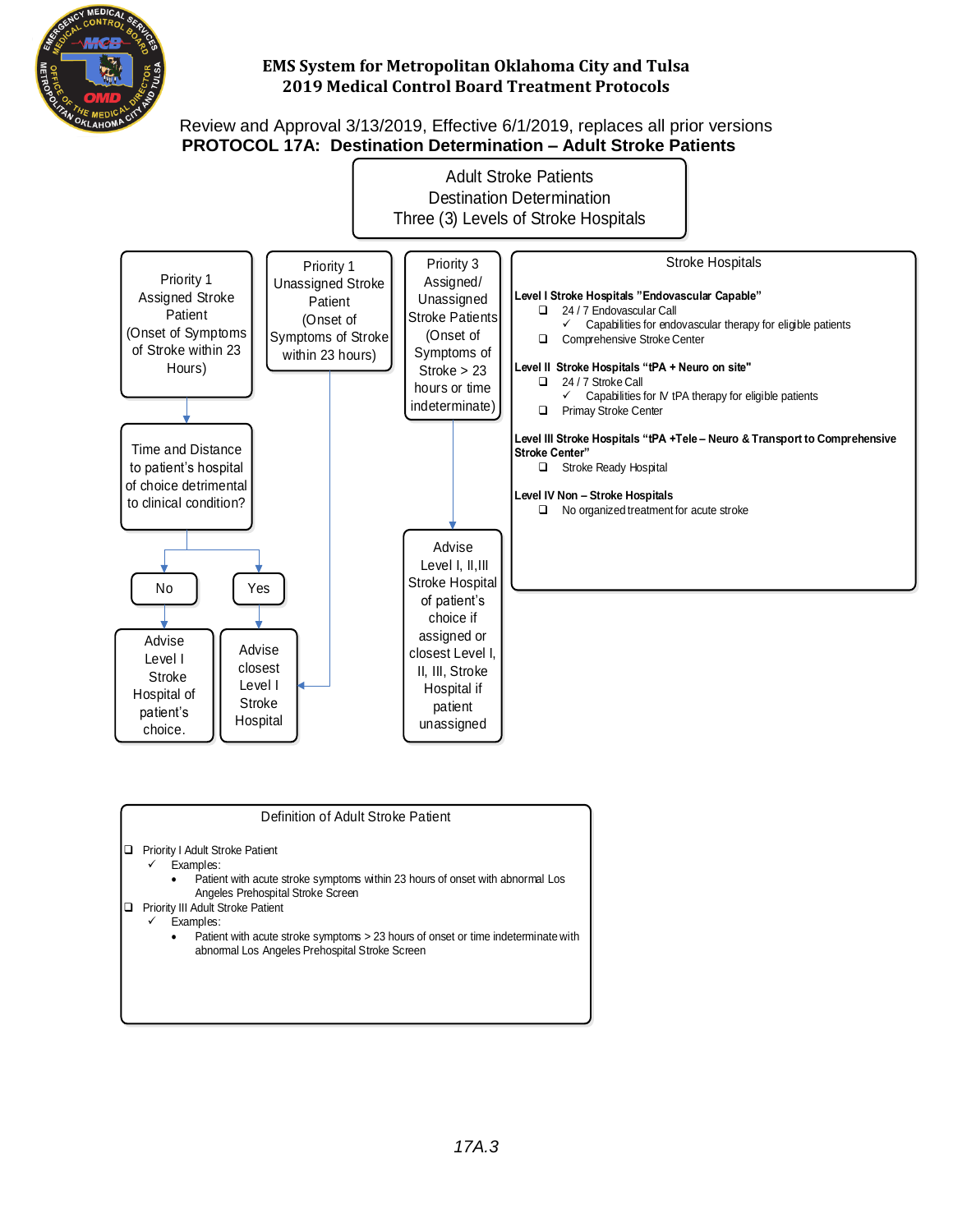# EMS System for Metropolitan Oklahoma City and Tulsa
## 2019 Medical Control Board Treatment Protocols

Review and Approval 3/13/2019, Effective 6/1/2019, replaces all prior versions

**PROTOCOL 17A: Destination Determination – Adult Stroke Patients**

Adult Stroke Patients
Destination Determination
Three (3) Levels of Stroke Hospitals

**Priority 1 Assigned Stroke Patient (Onset of Symptoms of Stroke within 23 Hours)**
→ Time and Distance to patient's hospital of choice detrimental to clinical condition?
- No → Advise Level I Stroke Hospital of patient's choice.
- Yes → Advise closest Level I Stroke Hospital

**Priority 1 Unassigned Stroke Patient (Onset of Symptoms of Stroke within 23 hours)**
→ Advise closest Level I Stroke Hospital

**Priority 3 Assigned/ Unassigned Stroke Patients (Onset of Symptoms of Stroke > 23 hours or time indeterminate)**
→ Advise Level I, II,III Stroke Hospital of patient's choice if assigned or closest Level I, II, III, Stroke Hospital if patient unassigned

### Stroke Hospitals

**Level I Stroke Hospitals "Endovascular Capable"**
- 24 / 7 Endovascular Call
  - ✓ Capabilities for endovascular therapy for eligible patients
- Comprehensive Stroke Center

**Level II Stroke Hospitals "tPA + Neuro on site"**
- 24 / 7 Stroke Call
  - ✓ Capabilities for IV tPA therapy for eligible patients
- Primay Stroke Center

**Level III Stroke Hospitals "tPA +Tele – Neuro & Transport to Comprehensive Stroke Center"**
- Stroke Ready Hospital

**Level IV Non – Stroke Hospitals**
- No organized treatment for acute stroke

### Definition of Adult Stroke Patient

- Priority I Adult Stroke Patient
  - ✓ Examples:
    - Patient with acute stroke symptoms within 23 hours of onset with abnormal Los Angeles Prehospital Stroke Screen
- Priority III Adult Stroke Patient
  - ✓ Examples:
    - Patient with acute stroke symptoms > 23 hours of onset or time indeterminate with abnormal Los Angeles Prehospital Stroke Screen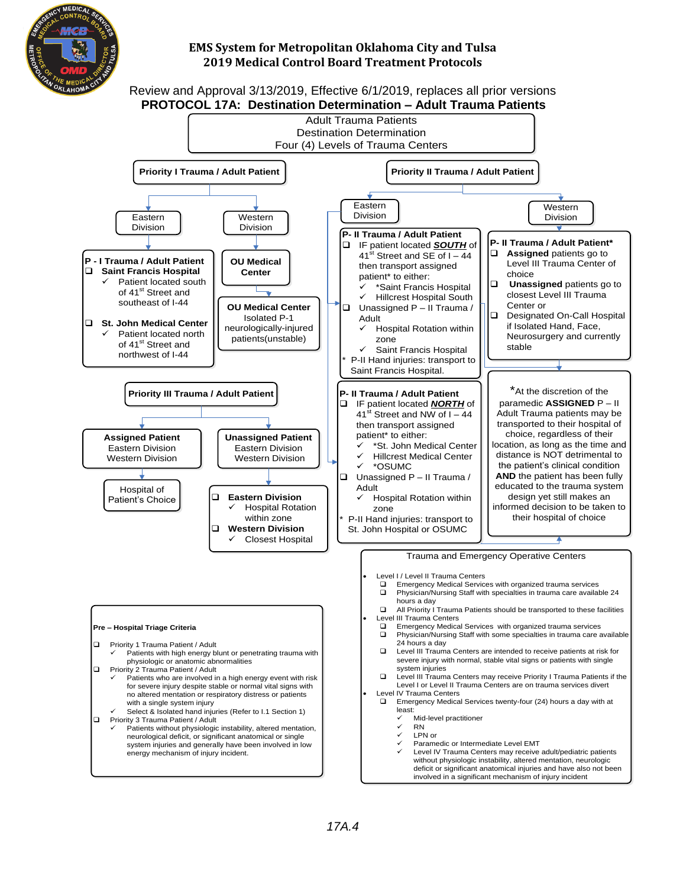# EMS System for Metropolitan Oklahoma City and Tulsa
## 2019 Medical Control Board Treatment Protocols

Review and Approval 3/13/2019, Effective 6/1/2019, replaces all prior versions

## PROTOCOL 17A: Destination Determination – Adult Trauma Patients

**Adult Trauma Patients**
**Destination Determination**
**Four (4) Levels of Trauma Centers**

### Priority I Trauma / Adult Patient

**Eastern Division**

**P - I Trauma / Adult Patient**

- ❑ **Saint Francis Hospital**
  - ✓ Patient located south of 41st Street and southeast of I-44
- ❑ **St. John Medical Center**
  - ✓ Patient located north of 41st Street and northwest of I-44

**Western Division**

**OU Medical Center**

**OU Medical Center**
Isolated P-1 neurologically-injured patients(unstable)

### Priority II Trauma / Adult Patient

**Eastern Division**

**P- II Trauma / Adult Patient**

- ❑ IF patient located ***SOUTH*** of 41st Street and SE of I – 44 then transport assigned patient* to either:
  - ✓ *Saint Francis Hospital
  - ✓ Hillcrest Hospital South
- ❑ Unassigned P – II Trauma / Adult
  - ✓ Hospital Rotation within zone
  - ✓ Saint Francis Hospital

\* P-II Hand injuries: transport to Saint Francis Hospital.

**P- II Trauma / Adult Patient**

- ❑ IF patient located ***NORTH*** of 41st Street and NW of I – 44 then transport assigned patient* to either:
  - ✓ *St. John Medical Center
  - ✓ Hillcrest Medical Center
  - ✓ *OSUMC
- ❑ Unassigned P – II Trauma / Adult
  - ✓ Hospital Rotation within zone

\* P-II Hand injuries: transport to St. John Hospital or OSUMC

**Western Division**

**P- II Trauma / Adult Patient***

- ❑ **Assigned** patients go to Level III Trauma Center of choice
- ❑ **Unassigned** patients go to closest Level III Trauma Center or
- ❑ Designated On-Call Hospital if Isolated Hand, Face, Neurosurgery and currently stable

*At the discretion of the paramedic **ASSIGNED** P – II Adult Trauma patients may be transported to their hospital of choice, regardless of their location, as long as the time and distance is NOT detrimental to the patient's clinical condition **AND** the patient has been fully educated to the trauma system design yet still makes an informed decision to be taken to their hospital of choice

### Priority III Trauma / Adult Patient

**Assigned Patient**
Eastern Division
Western Division

→ Hospital of Patient's Choice

**Unassigned Patient**
Eastern Division
Western Division

- ❑ **Eastern Division**
  - ✓ Hospital Rotation within zone
- ❑ **Western Division**
  - ✓ Closest Hospital

### Trauma and Emergency Operative Centers

- Level I / Level II Trauma Centers
  - ❑ Emergency Medical Services with organized trauma services
  - ❑ Physician/Nursing Staff with specialties in trauma care available 24 hours a day
  - ❑ All Priority I Trauma Patients should be transported to these facilities
- Level III Trauma Centers
  - ❑ Emergency Medical Services with organized trauma services
  - ❑ Physician/Nursing Staff with some specialties in trauma care available 24 hours a day
  - ❑ Level III Trauma Centers are intended to receive patients at risk for severe injury with normal, stable vital signs with single system injuries
  - ❑ Level III Trauma Centers may receive Priority I Trauma Patients if the Level I or Level II Trauma Centers are on trauma services divert
- Level IV Trauma Centers
  - ❑ Emergency Medical Services twenty-four (24) hours a day with at least:
    - ✓ Mid-level practitioner
    - ✓ RN
    - ✓ LPN or
    - ✓ Paramedic or Intermediate Level EMT
    - ✓ Level IV Trauma Centers may receive adult/pediatric patients without physiologic instability, altered mentation, neurologic deficit or significant anatomical injuries and have also not been involved in a significant mechanism of injury incident

### Pre – Hospital Triage Criteria

- ❑ Priority 1 Trauma Patient / Adult
  - ✓ Patients with high energy blunt or penetrating trauma with physiologic or anatomic abnormalities
- ❑ Priority 2 Trauma Patient / Adult
  - ✓ Patients who are involved in a high energy event with risk for severe injury despite stable or normal vital signs with no altered mentation or respiratory distress or patients with a single system injury
  - ✓ Select & Isolated hand injuries (Refer to I.1 Section 1)
- ❑ Priority 3 Trauma Patient / Adult
  - ✓ Patients without physiologic instability, altered mentation, neurological deficit, or significant anatomical or single system injuries and generally have been involved in low energy mechanism of injury incident.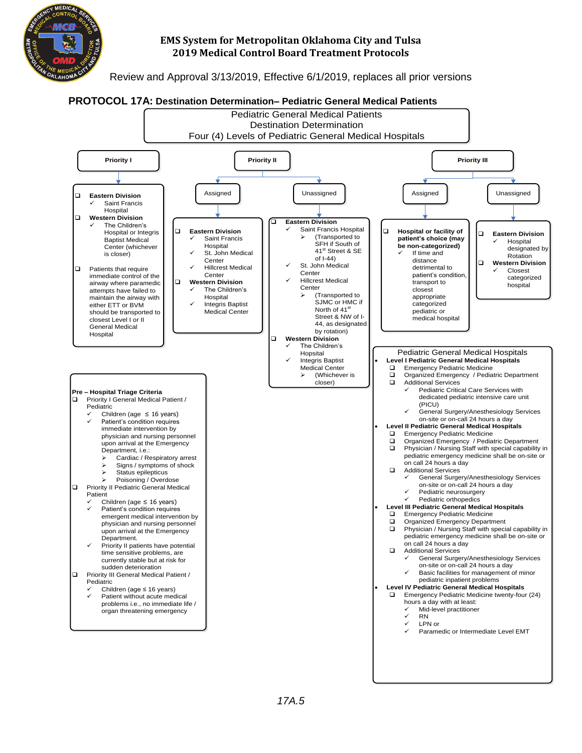EMS System for Metropolitan Oklahoma City and Tulsa
2019 Medical Control Board Treatment Protocols

Review and Approval 3/13/2019, Effective 6/1/2019, replaces all prior versions

## PROTOCOL 17A: Destination Determination– Pediatric General Medical Patients

**Pediatric General Medical Patients**
**Destination Determination**
**Four (4) Levels of Pediatric General Medical Hospitals**

### Priority I

- **Eastern Division**
  - ✓ Saint Francis Hospital
- **Western Division**
  - ✓ The Children's Hospital or Integris Baptist Medical Center (whichever is closer)
- Patients that require immediate control of the airway where paramedic attempts have failed to maintain the airway with either ETT or BVM should be transported to closest Level I or II General Medical Hospital

### Priority II

**Assigned**

- **Eastern Division**
  - ✓ Saint Francis Hospital
  - ✓ St. John Medical Center
  - ✓ Hillcrest Medical Center
- **Western Division**
  - ✓ The Children's Hospital
  - ✓ Integris Baptist Medical Center

**Unassigned**

- **Eastern Division**
  - ✓ Saint Francis Hospital
    - ➢ (Transported to SFH if South of 41[st] Street & SE of I-44)
  - ✓ St. John Medical Center
  - ✓ Hillcrest Medical Center
    - ➢ (Transported to SJMC or HMC if North of 41[st] Street & NW of I-44, as designated by rotation)
- **Western Division**
  - ✓ The Children's Hospital
  - ✓ Integris Baptist Medical Center
    - ➢ (Whichever is closer)

### Priority III

**Assigned**

- **Hospital or facility of patient's choice (may be non-categorized)**
  - ✓ If time and distance detrimental to patient's condition, transport to closest appropriate categorized pediatric or medical hospital

**Unassigned**

- **Eastern Division**
  - ✓ Hospital designated by Rotation
- **Western Division**
  - ✓ Closest categorized hospital

### Pre – Hospital Triage Criteria

- Priority I General Medical Patient / Pediatric
  - ✓ Children (age ≤ 16 years)
  - ✓ Patient's condition requires immediate intervention by physician and nursing personnel upon arrival at the Emergency Department, i.e.:
    - ➢ Cardiac / Respiratory arrest
    - ➢ Signs / symptoms of shock
    - ➢ Status epilepticus
    - ➢ Poisoning / Overdose
- Priority II Pediatric General Medical Patient
  - ✓ Children (age ≤ 16 years)
  - ✓ Patient's condition requires emergent medical intervention by physician and nursing personnel upon arrival at the Emergency Department.
  - ✓ Priority II patients have potential time sensitive problems, are currently stable but at risk for sudden deterioration
- Priority III General Medical Patient / Pediatric
  - ✓ Children (age ≤ 16 years)
  - ✓ Patient without acute medical problems i.e., no immediate life / organ threatening emergency

### Pediatric General Medical Hospitals

- **Level I Pediatric General Medical Hospitals**
  - Emergency Pediatric Medicine
  - Organized Emergency / Pediatric Department
  - Additional Services
    - ✓ Pediatric Critical Care Services with dedicated pediatric intensive care unit (PICU)
    - ✓ General Surgery/Anesthesiology Services on-site or on-call 24 hours a day
- **Level II Pediatric General Medical Hospitals**
  - Emergency Pediatric Medicine
  - Organized Emergency / Pediatric Department
  - Physician / Nursing Staff with special capability in pediatric emergency medicine shall be on-site or on call 24 hours a day
  - Additional Services
    - ✓ General Surgery/Anesthesiology Services on-site or on-call 24 hours a day
    - ✓ Pediatric neurosurgery
    - ✓ Pediatric orthopedics
- **Level III Pediatric General Medical Hospitals**
  - Emergency Pediatric Medicine
  - Organized Emergency Department
  - Physician / Nursing Staff with special capability in pediatric emergency medicine shall be on-site or on call 24 hours a day
  - Additional Services
    - ✓ General Surgery/Anesthesiology Services on-site or on-call 24 hours a day
    - ✓ Basic facilities for management of minor pediatric inpatient problems
- **Level IV Pediatric General Medical Hospitals**
  - Emergency Pediatric Medicine twenty-four (24) hours a day with at least:
    - ✓ Mid-level practitioner
    - ✓ RN
    - ✓ LPN or
    - ✓ Paramedic or Intermediate Level EMT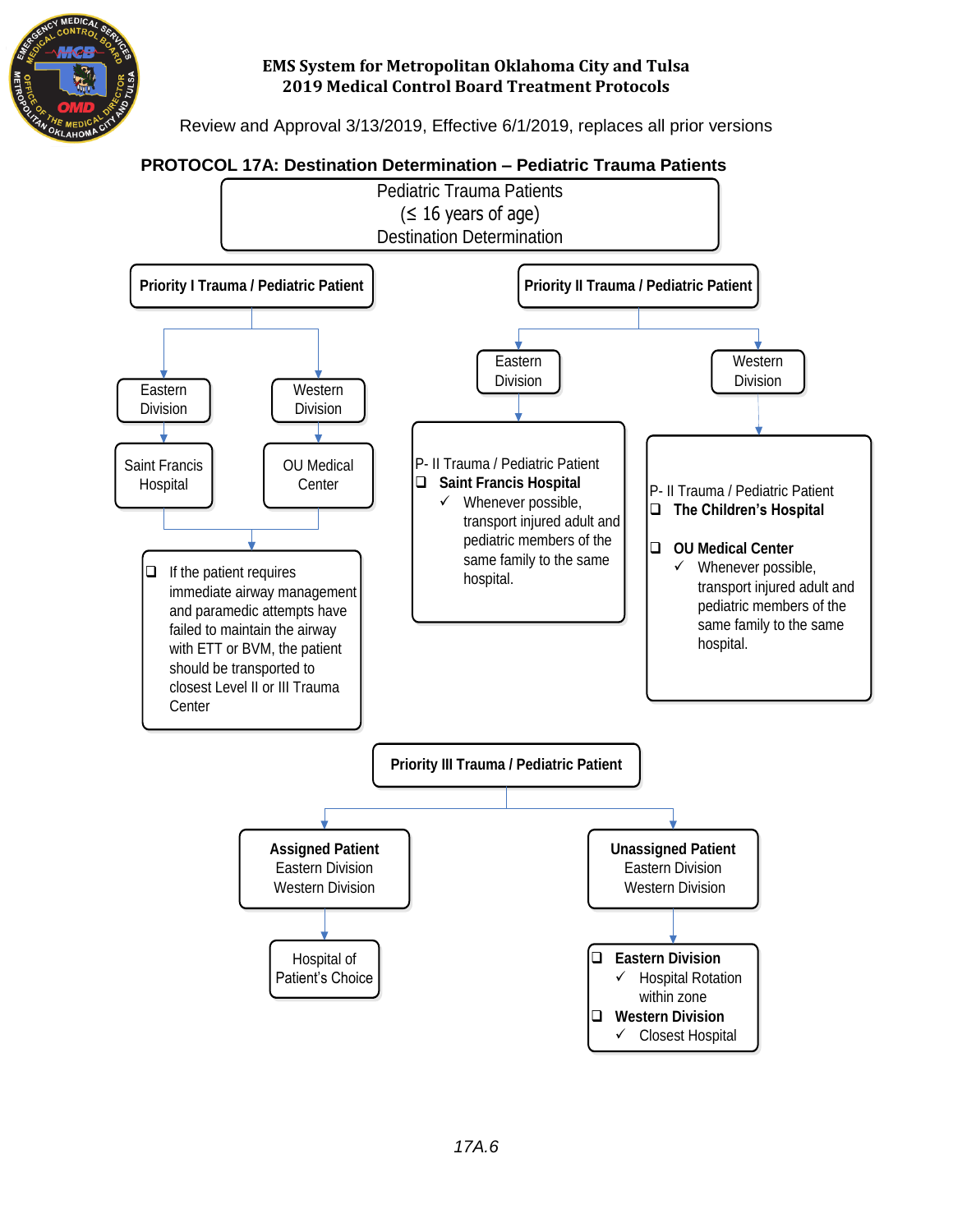**EMS System for Metropolitan Oklahoma City and Tulsa**
**2019 Medical Control Board Treatment Protocols**

Review and Approval 3/13/2019, Effective 6/1/2019, replaces all prior versions

## PROTOCOL 17A: Destination Determination – Pediatric Trauma Patients

Pediatric Trauma Patients
(≤ 16 years of age)
Destination Determination

### Priority I Trauma / Pediatric Patient

- Eastern Division → Saint Francis Hospital
- Western Division → OU Medical Center

- ❑ If the patient requires immediate airway management and paramedic attempts have failed to maintain the airway with ETT or BVM, the patient should be transported to closest Level II or III Trauma Center

### Priority II Trauma / Pediatric Patient

**Eastern Division**

P- II Trauma / Pediatric Patient

- ❑ **Saint Francis Hospital**
  - ✓ Whenever possible, transport injured adult and pediatric members of the same family to the same hospital.

**Western Division**

P- II Trauma / Pediatric Patient

- ❑ **The Children's Hospital**
- ❑ **OU Medical Center**
  - ✓ Whenever possible, transport injured adult and pediatric members of the same family to the same hospital.

### Priority III Trauma / Pediatric Patient

**Assigned Patient**
Eastern Division
Western Division

→ Hospital of Patient's Choice

**Unassigned Patient**
Eastern Division
Western Division

- ❑ **Eastern Division**
  - ✓ Hospital Rotation within zone
- ❑ **Western Division**
  - ✓ Closest Hospital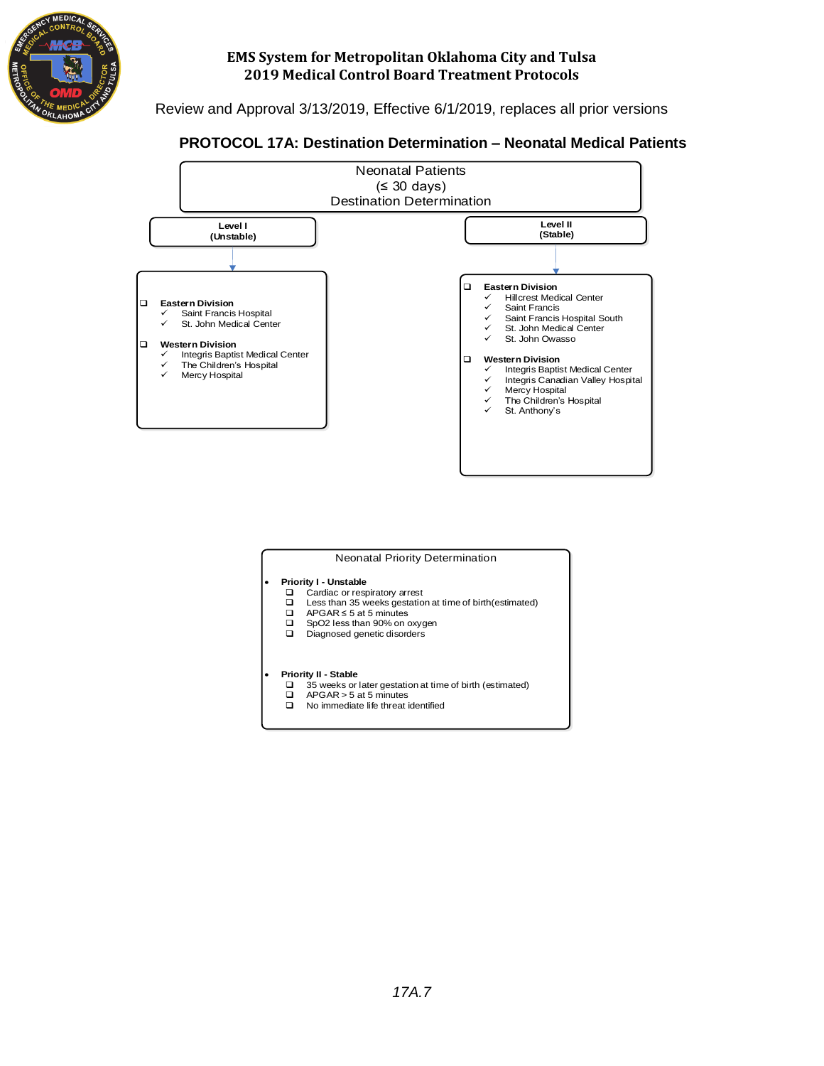# EMS System for Metropolitan Oklahoma City and Tulsa
# 2019 Medical Control Board Treatment Protocols

Review and Approval 3/13/2019, Effective 6/1/2019, replaces all prior versions

## PROTOCOL 17A: Destination Determination – Neonatal Medical Patients

Neonatal Patients
(≤ 30 days)
Destination Determination

**Level I**
**(Unstable)**

- **Eastern Division**
  - ✓ Saint Francis Hospital
  - ✓ St. John Medical Center
- **Western Division**
  - ✓ Integris Baptist Medical Center
  - ✓ The Children's Hospital
  - ✓ Mercy Hospital

**Level II**
**(Stable)**

- **Eastern Division**
  - ✓ Hillcrest Medical Center
  - ✓ Saint Francis
  - ✓ Saint Francis Hospital South
  - ✓ St. John Medical Center
  - ✓ St. John Owasso
- **Western Division**
  - ✓ Integris Baptist Medical Center
  - ✓ Integris Canadian Valley Hospital
  - ✓ Mercy Hospital
  - ✓ The Children's Hospital
  - ✓ St. Anthony's

Neonatal Priority Determination

- **Priority I - Unstable**
  - Cardiac or respiratory arrest
  - Less than 35 weeks gestation at time of birth(estimated)
  - APGAR ≤ 5 at 5 minutes
  - SpO2 less than 90% on oxygen
  - Diagnosed genetic disorders
- **Priority II - Stable**
  - 35 weeks or later gestation at time of birth (estimated)
  - APGAR > 5 at 5 minutes
  - No immediate life threat identified